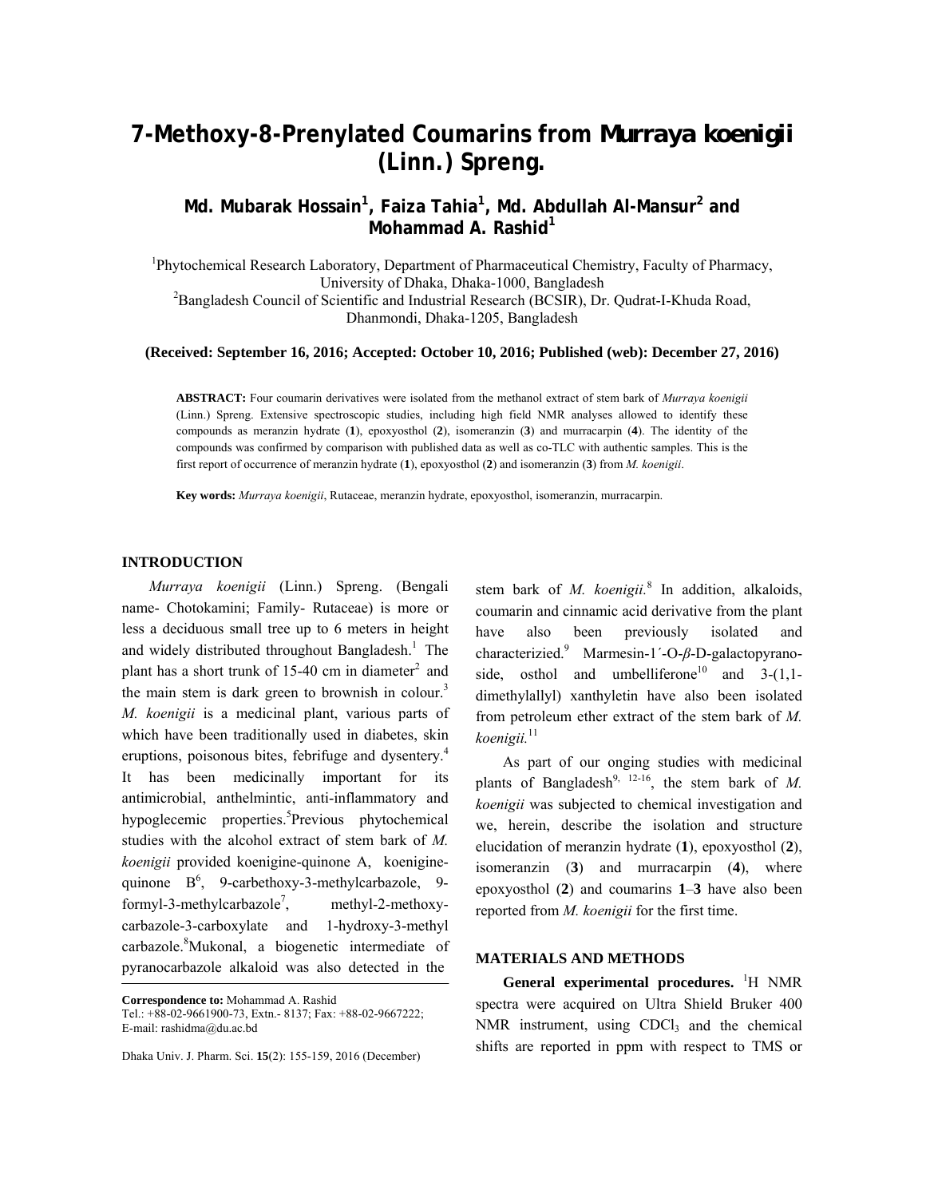# 7-Methoxy-8-Prenylated Coumarins from *Murraya koenigii* (Linn.) Spreng.

**Md. Mubarak Hossain[1], Faiza Tahia[1], Md. Abdullah Al-Mansur[2] and Mohammad A. Rashid[1]**

[1]Phytochemical Research Laboratory, Department of Pharmaceutical Chemistry, Faculty of Pharmacy, University of Dhaka, Dhaka-1000, Bangladesh
[2]Bangladesh Council of Scientific and Industrial Research (BCSIR), Dr. Qudrat-I-Khuda Road, Dhanmondi, Dhaka-1205, Bangladesh

**(Received: September 16, 2016; Accepted: October 10, 2016; Published (web): December 27, 2016)**

**ABSTRACT:** Four coumarin derivatives were isolated from the methanol extract of stem bark of *Murraya koenigii* (Linn.) Spreng. Extensive spectroscopic studies, including high field NMR analyses allowed to identify these compounds as meranzin hydrate (**1**), epoxyosthol (**2**), isomeranzin (**3**) and murracarpin (**4**). The identity of the compounds was confirmed by comparison with published data as well as co-TLC with authentic samples. This is the first report of occurrence of meranzin hydrate (**1**), epoxyosthol (**2**) and isomeranzin (**3**) from *M. koenigii*.

**Key words:** *Murraya koenigii*, Rutaceae, meranzin hydrate, epoxyosthol, isomeranzin, murracarpin.

## INTRODUCTION

*Murraya koenigii* (Linn.) Spreng. (Bengali name- Chotokamini; Family- Rutaceae) is more or less a deciduous small tree up to 6 meters in height and widely distributed throughout Bangladesh.[1] The plant has a short trunk of 15-40 cm in diameter[2] and the main stem is dark green to brownish in colour.[3] *M. koenigii* is a medicinal plant, various parts of which have been traditionally used in diabetes, skin eruptions, poisonous bites, febrifuge and dysentery.[4] It has been medicinally important for its antimicrobial, anthelmintic, anti-inflammatory and hypoglecemic properties.[5]Previous phytochemical studies with the alcohol extract of stem bark of *M. koenigii* provided koenigine-quinone A, koenigine-quinone B[6], 9-carbethoxy-3-methylcarbazole, 9-formyl-3-methylcarbazole[7], methyl-2-methoxy-carbazole-3-carboxylate and 1-hydroxy-3-methyl carbazole.[8]Mukonal, a biogenetic intermediate of pyranocarbazole alkaloid was also detected in the stem bark of *M. koenigii.*[8] In addition, alkaloids, coumarin and cinnamic acid derivative from the plant have also been previously isolated and characterizied.[9] Marmesin-1´-O-*β*-D-galactopyranoside, osthol and umbelliferone[10] and 3-(1,1-dimethylallyl) xanthyletin have also been isolated from petroleum ether extract of the stem bark of *M. koenigii.*[11]

As part of our onging studies with medicinal plants of Bangladesh[9, 12-16], the stem bark of *M. koenigii* was subjected to chemical investigation and we, herein, describe the isolation and structure elucidation of meranzin hydrate (**1**), epoxyosthol (**2**), isomeranzin (**3**) and murracarpin (**4**), where epoxyosthol (**2**) and coumarins **1**–**3** have also been reported from *M. koenigii* for the first time.

## MATERIALS AND METHODS

**General experimental procedures.** $^1$H NMR spectra were acquired on Ultra Shield Bruker 400 NMR instrument, using $CDCl_3$ and the chemical shifts are reported in ppm with respect to TMS or

**Correspondence to:** Mohammad A. Rashid
Tel.: +88-02-9661900-73, Extn.- 8137; Fax: +88-02-9667222;
E-mail: rashidma@du.ac.bd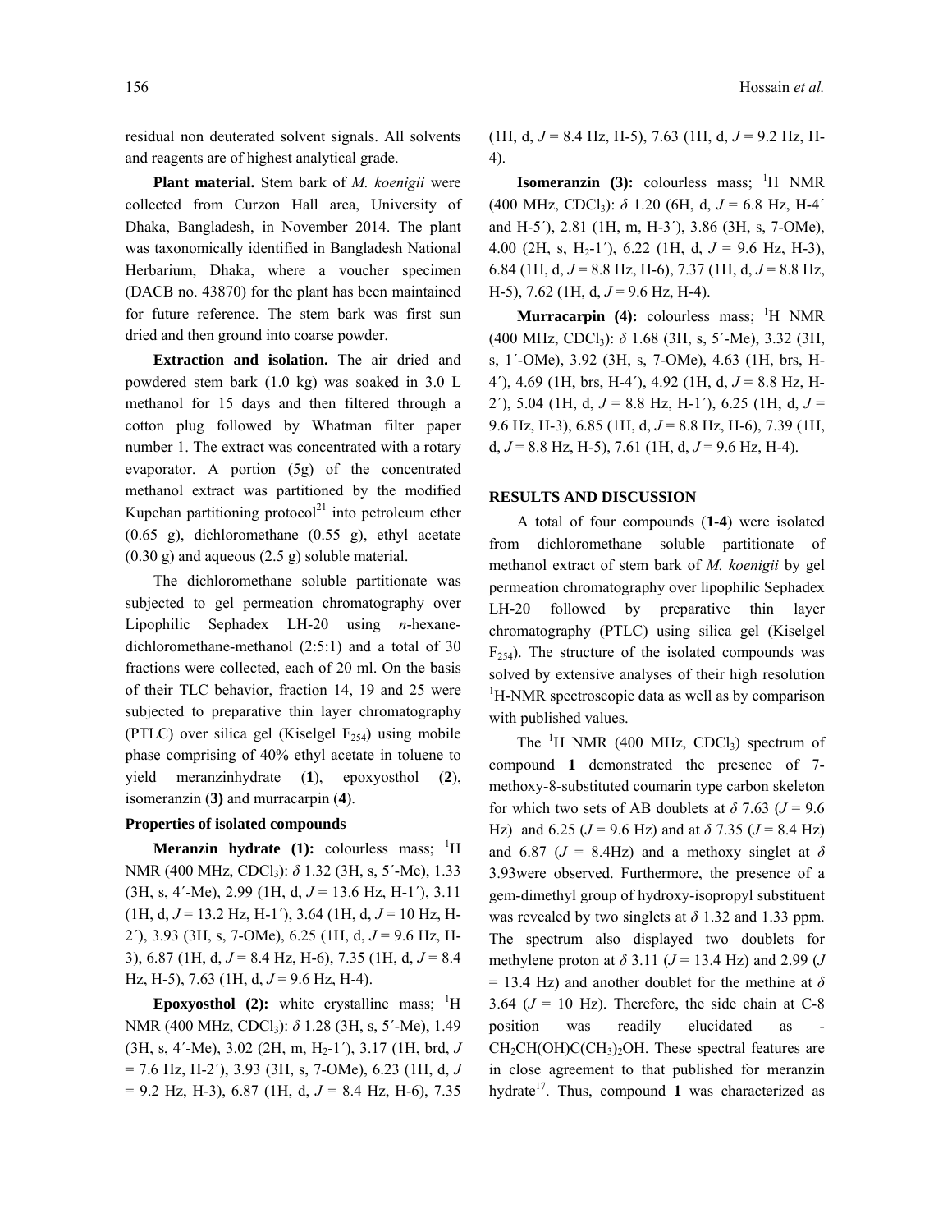residual non deuterated solvent signals. All solvents and reagents are of highest analytical grade.

**Plant material.** Stem bark of *M. koenigii* were collected from Curzon Hall area, University of Dhaka, Bangladesh, in November 2014. The plant was taxonomically identified in Bangladesh National Herbarium, Dhaka, where a voucher specimen (DACB no. 43870) for the plant has been maintained for future reference. The stem bark was first sun dried and then ground into coarse powder.

**Extraction and isolation.** The air dried and powdered stem bark (1.0 kg) was soaked in 3.0 L methanol for 15 days and then filtered through a cotton plug followed by Whatman filter paper number 1. The extract was concentrated with a rotary evaporator. A portion (5g) of the concentrated methanol extract was partitioned by the modified Kupchan partitioning protocol[21] into petroleum ether (0.65 g), dichloromethane (0.55 g), ethyl acetate (0.30 g) and aqueous (2.5 g) soluble material.

The dichloromethane soluble partitionate was subjected to gel permeation chromatography over Lipophilic Sephadex LH-20 using *n*-hexane-dichloromethane-methanol (2:5:1) and a total of 30 fractions were collected, each of 20 ml. On the basis of their TLC behavior, fraction 14, 19 and 25 were subjected to preparative thin layer chromatography (PTLC) over silica gel (Kiselgel $F_{254}$) using mobile phase comprising of 40% ethyl acetate in toluene to yield meranzinhydrate (**1**), epoxyosthol (**2**), isomeranzin (**3)** and murracarpin (**4**).

### Properties of isolated compounds

**Meranzin hydrate (1):** colourless mass; $^1$H NMR (400 MHz, $CDCl_3$): $\delta$ 1.32 (3H, s, 5´-Me), 1.33 (3H, s, 4´-Me), 2.99 (1H, d, $J$ = 13.6 Hz, H-1´), 3.11 (1H, d, $J$ = 13.2 Hz, H-1´), 3.64 (1H, d, $J$ = 10 Hz, H-2´), 3.93 (3H, s, 7-OMe), 6.25 (1H, d, $J$ = 9.6 Hz, H-3), 6.87 (1H, d, $J$ = 8.4 Hz, H-6), 7.35 (1H, d, $J$ = 8.4 Hz, H-5), 7.63 (1H, d, $J$ = 9.6 Hz, H-4).

**Epoxyosthol (2):** white crystalline mass; $^1$H NMR (400 MHz, $CDCl_3$): $\delta$ 1.28 (3H, s, 5´-Me), 1.49 (3H, s, 4´-Me), 3.02 (2H, m, $H_2$-1´), 3.17 (1H, brd, $J$ = 7.6 Hz, H-2´), 3.93 (3H, s, 7-OMe), 6.23 (1H, d, $J$ = 9.2 Hz, H-3), 6.87 (1H, d, $J$ = 8.4 Hz, H-6), 7.35 (1H, d, $J$ = 8.4 Hz, H-5), 7.63 (1H, d, $J$ = 9.2 Hz, H-4).

**Isomeranzin (3):** colourless mass; $^1$H NMR (400 MHz, $CDCl_3$): $\delta$ 1.20 (6H, d, $J$ = 6.8 Hz, H-4´ and H-5´), 2.81 (1H, m, H-3´), 3.86 (3H, s, 7-OMe), 4.00 (2H, s, $H_2$-1´), 6.22 (1H, d, $J$ = 9.6 Hz, H-3), 6.84 (1H, d, $J$ = 8.8 Hz, H-6), 7.37 (1H, d, $J$ = 8.8 Hz, H-5), 7.62 (1H, d, $J$ = 9.6 Hz, H-4).

**Murracarpin (4):** colourless mass; $^1$H NMR (400 MHz, $CDCl_3$): $\delta$ 1.68 (3H, s, 5´-Me), 3.32 (3H, s, 1´-OMe), 3.92 (3H, s, 7-OMe), 4.63 (1H, brs, H-4´), 4.69 (1H, brs, H-4´), 4.92 (1H, d, $J$ = 8.8 Hz, H-2´), 5.04 (1H, d, $J$ = 8.8 Hz, H-1´), 6.25 (1H, d, $J$ = 9.6 Hz, H-3), 6.85 (1H, d, $J$ = 8.8 Hz, H-6), 7.39 (1H, d, $J$ = 8.8 Hz, H-5), 7.61 (1H, d, $J$ = 9.6 Hz, H-4).

## RESULTS AND DISCUSSION

A total of four compounds (**1-4**) were isolated from dichloromethane soluble partitionate of methanol extract of stem bark of *M. koenigii* by gel permeation chromatography over lipophilic Sephadex LH-20 followed by preparative thin layer chromatography (PTLC) using silica gel (Kiselgel $F_{254}$). The structure of the isolated compounds was solved by extensive analyses of their high resolution $^1$H-NMR spectroscopic data as well as by comparison with published values.

The $^1$H NMR (400 MHz, $CDCl_3$) spectrum of compound **1** demonstrated the presence of 7-methoxy-8-substituted coumarin type carbon skeleton for which two sets of AB doublets at $\delta$ 7.63 ($J$ = 9.6 Hz) and 6.25 ($J$ = 9.6 Hz) and at $\delta$ 7.35 ($J$ = 8.4 Hz) and 6.87 ($J$ = 8.4Hz) and a methoxy singlet at $\delta$ 3.93were observed. Furthermore, the presence of a gem-dimethyl group of hydroxy-isopropyl substituent was revealed by two singlets at $\delta$ 1.32 and 1.33 ppm. The spectrum also displayed two doublets for methylene proton at $\delta$ 3.11 ($J$ = 13.4 Hz) and 2.99 ($J$ = 13.4 Hz) and another doublet for the methine at $\delta$ 3.64 ($J$ = 10 Hz). Therefore, the side chain at C-8 position was readily elucidated as -$CH_2CH(OH)C(CH_3)_2OH$. These spectral features are in close agreement to that published for meranzin hydrate[17]. Thus, compound **1** was characterized as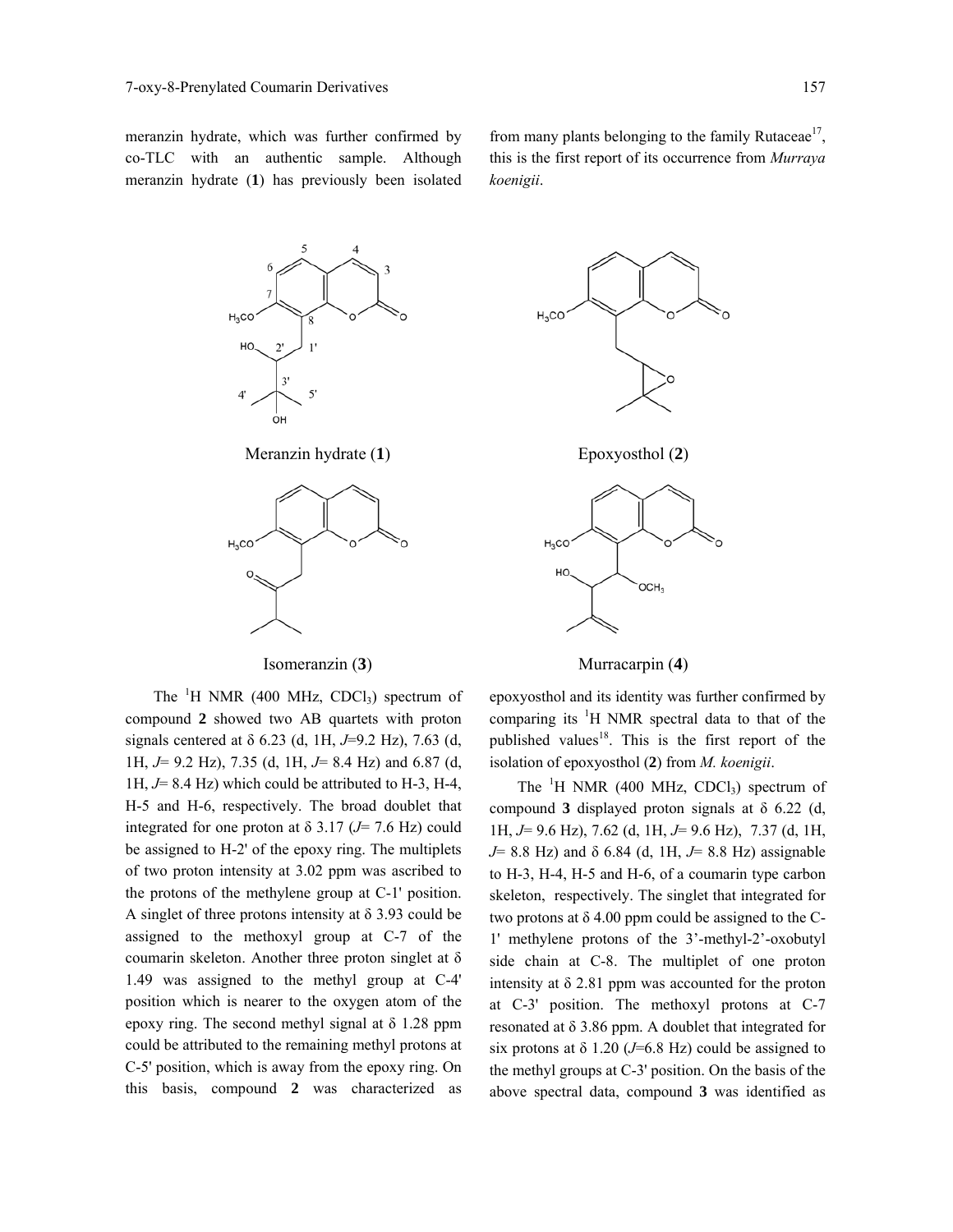meranzin hydrate, which was further confirmed by co-TLC with an authentic sample. Although meranzin hydrate (**1**) has previously been isolated from many plants belonging to the family Rutaceae[17], this is the first report of its occurrence from *Murraya koenigii*.

Meranzin hydrate (**1**)

Epoxyosthol (**2**)

Isomeranzin (**3**)

Murracarpin (**4**)

The $^1$H NMR (400 MHz, $CDCl_3$) spectrum of compound **2** showed two AB quartets with proton signals centered at δ 6.23 (d, 1H, $J$=9.2 Hz), 7.63 (d, 1H, $J$= 9.2 Hz), 7.35 (d, 1H, $J$= 8.4 Hz) and 6.87 (d, 1H, $J$= 8.4 Hz) which could be attributed to H-3, H-4, H-5 and H-6, respectively. The broad doublet that integrated for one proton at δ 3.17 ($J$= 7.6 Hz) could be assigned to H-2' of the epoxy ring. The multiplets of two proton intensity at 3.02 ppm was ascribed to the protons of the methylene group at C-1' position. A singlet of three protons intensity at δ 3.93 could be assigned to the methoxyl group at C-7 of the coumarin skeleton. Another three proton singlet at δ 1.49 was assigned to the methyl group at C-4' position which is nearer to the oxygen atom of the epoxy ring. The second methyl signal at δ 1.28 ppm could be attributed to the remaining methyl protons at C-5' position, which is away from the epoxy ring. On this basis, compound **2** was characterized as epoxyosthol and its identity was further confirmed by comparing its $^1$H NMR spectral data to that of the published values[18]. This is the first report of the isolation of epoxyosthol (**2**) from *M. koenigii*.

The $^1$H NMR (400 MHz, $CDCl_3$) spectrum of compound **3** displayed proton signals at δ 6.22 (d, 1H, $J$= 9.6 Hz), 7.62 (d, 1H, $J$= 9.6 Hz), 7.37 (d, 1H, $J$= 8.8 Hz) and δ 6.84 (d, 1H, $J$= 8.8 Hz) assignable to H-3, H-4, H-5 and H-6, of a coumarin type carbon skeleton, respectively. The singlet that integrated for two protons at δ 4.00 ppm could be assigned to the C-1' methylene protons of the 3'-methyl-2'-oxobutyl side chain at C-8. The multiplet of one proton intensity at δ 2.81 ppm was accounted for the proton at C-3' position. The methoxyl protons at C-7 resonated at δ 3.86 ppm. A doublet that integrated for six protons at δ 1.20 ($J$=6.8 Hz) could be assigned to the methyl groups at C-3' position. On the basis of the above spectral data, compound **3** was identified as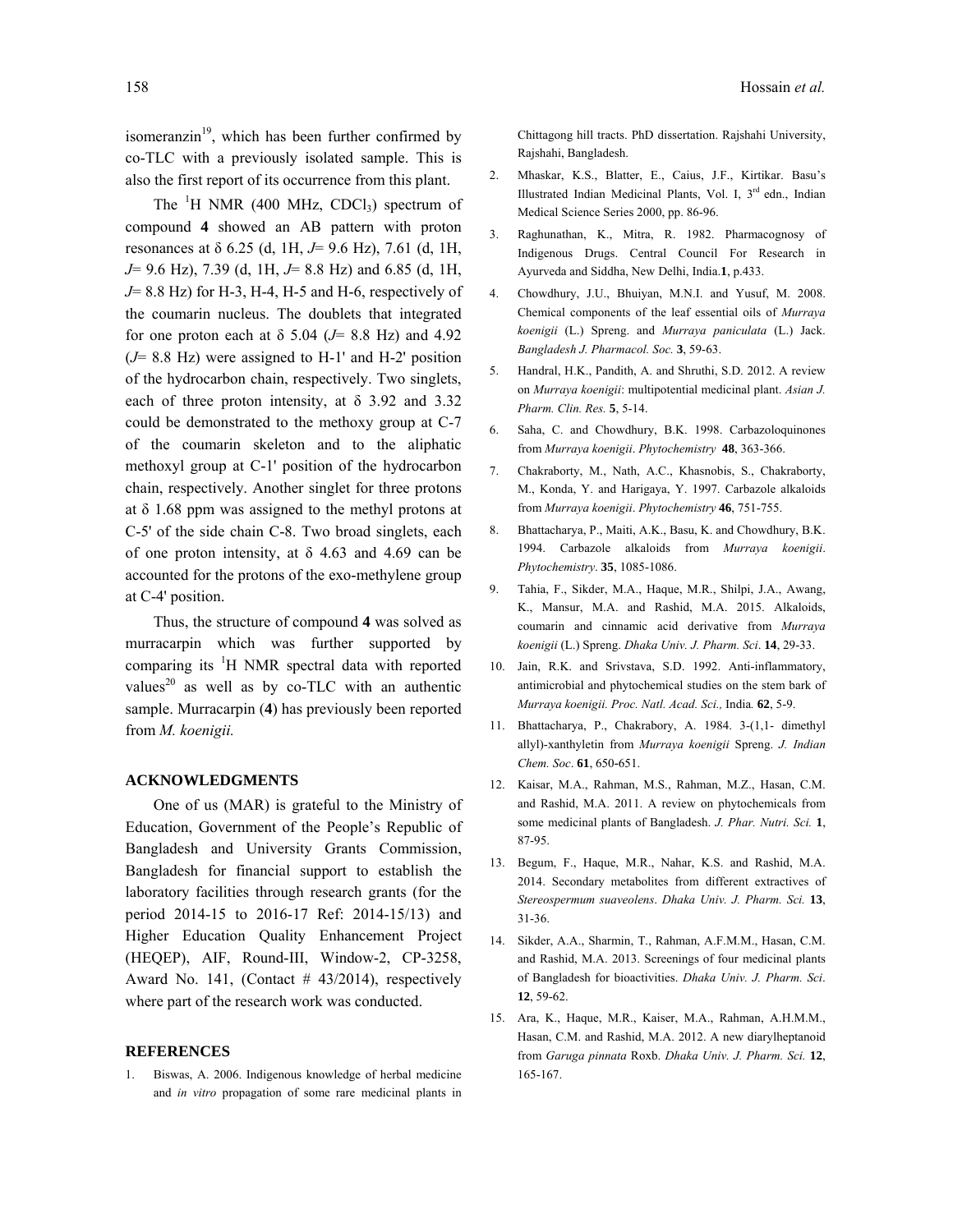isomeranzin[19], which has been further confirmed by co-TLC with a previously isolated sample. This is also the first report of its occurrence from this plant.

The $^1$H NMR (400 MHz, $CDCl_3$) spectrum of compound **4** showed an AB pattern with proton resonances at δ 6.25 (d, 1H, *J*= 9.6 Hz), 7.61 (d, 1H, *J*= 9.6 Hz), 7.39 (d, 1H, *J*= 8.8 Hz) and 6.85 (d, 1H, *J*= 8.8 Hz) for H-3, H-4, H-5 and H-6, respectively of the coumarin nucleus. The doublets that integrated for one proton each at δ 5.04 (*J*= 8.8 Hz) and 4.92 (*J*= 8.8 Hz) were assigned to H-1' and H-2' position of the hydrocarbon chain, respectively. Two singlets, each of three proton intensity, at δ 3.92 and 3.32 could be demonstrated to the methoxy group at C-7 of the coumarin skeleton and to the aliphatic methoxyl group at C-1' position of the hydrocarbon chain, respectively. Another singlet for three protons at δ 1.68 ppm was assigned to the methyl protons at C-5' of the side chain C-8. Two broad singlets, each of one proton intensity, at δ 4.63 and 4.69 can be accounted for the protons of the exo-methylene group at C-4' position.

Thus, the structure of compound **4** was solved as murracarpin which was further supported by comparing its $^1$H NMR spectral data with reported values[20] as well as by co-TLC with an authentic sample. Murracarpin (**4**) has previously been reported from *M. koenigii.*

## ACKNOWLEDGMENTS

One of us (MAR) is grateful to the Ministry of Education, Government of the People's Republic of Bangladesh and University Grants Commission, Bangladesh for financial support to establish the laboratory facilities through research grants (for the period 2014-15 to 2016-17 Ref: 2014-15/13) and Higher Education Quality Enhancement Project (HEQEP), AIF, Round-III, Window-2, CP-3258, Award No. 141, (Contact # 43/2014), respectively where part of the research work was conducted.

## REFERENCES

1. Biswas, A. 2006. Indigenous knowledge of herbal medicine and *in vitro* propagation of some rare medicinal plants in Chittagong hill tracts. PhD dissertation. Rajshahi University, Rajshahi, Bangladesh.
2. Mhaskar, K.S., Blatter, E., Caius, J.F., Kirtikar. Basu's Illustrated Indian Medicinal Plants, Vol. I, 3rd edn., Indian Medical Science Series 2000, pp. 86-96.
3. Raghunathan, K., Mitra, R. 1982. Pharmacognosy of Indigenous Drugs. Central Council For Research in Ayurveda and Siddha, New Delhi, India.**1**, p.433.
4. Chowdhury, J.U., Bhuiyan, M.N.I. and Yusuf, M. 2008. Chemical components of the leaf essential oils of *Murraya koenigii* (L.) Spreng. and *Murraya paniculata* (L.) Jack. *Bangladesh J. Pharmacol. Soc.* **3**, 59-63.
5. Handral, H.K., Pandith, A. and Shruthi, S.D. 2012. A review on *Murraya koenigii*: multipotential medicinal plant. *Asian J. Pharm. Clin. Res.* **5**, 5-14.
6. Saha, C. and Chowdhury, B.K. 1998. Carbazoloquinones from *Murraya koenigii*. *Phytochemistry* **48**, 363-366.
7. Chakraborty, M., Nath, A.C., Khasnobis, S., Chakraborty, M., Konda, Y. and Harigaya, Y. 1997. Carbazole alkaloids from *Murraya koenigii*. *Phytochemistry* **46**, 751-755.
8. Bhattacharya, P., Maiti, A.K., Basu, K. and Chowdhury, B.K. 1994. Carbazole alkaloids from *Murraya koenigii*. *Phytochemistry*. **35**, 1085-1086.
9. Tahia, F., Sikder, M.A., Haque, M.R., Shilpi, J.A., Awang, K., Mansur, M.A. and Rashid, M.A. 2015. Alkaloids, coumarin and cinnamic acid derivative from *Murraya koenigii* (L.) Spreng. *Dhaka Univ. J. Pharm. Sci*. **14**, 29-33.
10. Jain, R.K. and Srivstava, S.D. 1992. Anti-inflammatory, antimicrobial and phytochemical studies on the stem bark of *Murraya koenigii. Proc. Natl. Acad. Sci.,* India*.* **62**, 5-9.
11. Bhattacharya, P., Chakrabory, A. 1984. 3-(1,1- dimethyl allyl)-xanthyletin from *Murraya koenigii* Spreng. *J. Indian Chem. Soc*. **61**, 650-651.
12. Kaisar, M.A., Rahman, M.S., Rahman, M.Z., Hasan, C.M. and Rashid, M.A. 2011. A review on phytochemicals from some medicinal plants of Bangladesh. *J. Phar. Nutri. Sci.* **1**, 87-95.
13. Begum, F., Haque, M.R., Nahar, K.S. and Rashid, M.A. 2014. Secondary metabolites from different extractives of *Stereospermum suaveolens*. *Dhaka Univ. J. Pharm. Sci.* **13**, 31-36.
14. Sikder, A.A., Sharmin, T., Rahman, A.F.M.M., Hasan, C.M. and Rashid, M.A. 2013. Screenings of four medicinal plants of Bangladesh for bioactivities. *Dhaka Univ. J. Pharm. Sci*. **12**, 59-62.
15. Ara, K., Haque, M.R., Kaiser, M.A., Rahman, A.H.M.M., Hasan, C.M. and Rashid, M.A. 2012. A new diarylheptanoid from *Garuga pinnata* Roxb. *Dhaka Univ. J. Pharm. Sci.* **12**, 165-167.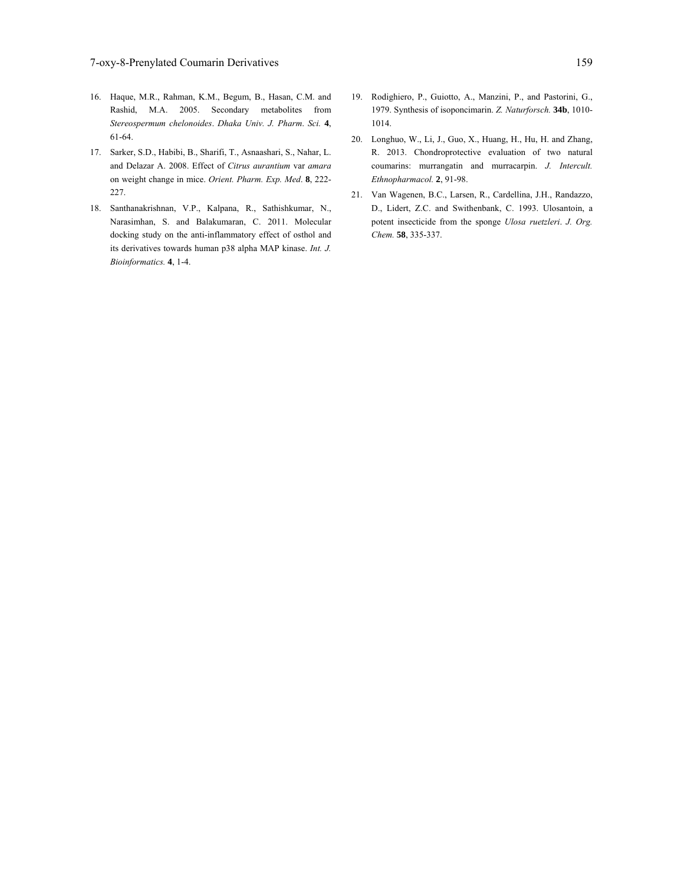16. Haque, M.R., Rahman, K.M., Begum, B., Hasan, C.M. and Rashid, M.A. 2005. Secondary metabolites from *Stereospermum chelonoides*. *Dhaka Univ. J. Pharm. Sci.* **4**, 61-64.

17. Sarker, S.D., Habibi, B., Sharifi, T., Asnaashari, S., Nahar, L. and Delazar A. 2008. Effect of *Citrus aurantium* var *amara* on weight change in mice. *Orient. Pharm. Exp. Med*. **8**, 222-227.

18. Santhanakrishnan, V.P., Kalpana, R., Sathishkumar, N., Narasimhan, S. and Balakumaran, C. 2011. Molecular docking study on the anti-inflammatory effect of osthol and its derivatives towards human p38 alpha MAP kinase. *Int. J. Bioinformatics.* **4**, 1-4.

19. Rodighiero, P., Guiotto, A., Manzini, P., and Pastorini, G., 1979. Synthesis of isoponcimarin. *Z. Naturforsch.* **34b**, 1010-1014.

20. Longhuo, W., Li, J., Guo, X., Huang, H., Hu, H. and Zhang, R. 2013. Chondroprotective evaluation of two natural coumarins: murrangatin and murracarpin. *J. Intercult. Ethnopharmacol.* **2**, 91-98.

21. Van Wagenen, B.C., Larsen, R., Cardellina, J.H., Randazzo, D., Lidert, Z.C. and Swithenbank, C. 1993. Ulosantoin, a potent insecticide from the sponge *Ulosa ruetzleri*. *J. Org. Chem.* **58**, 335-337.